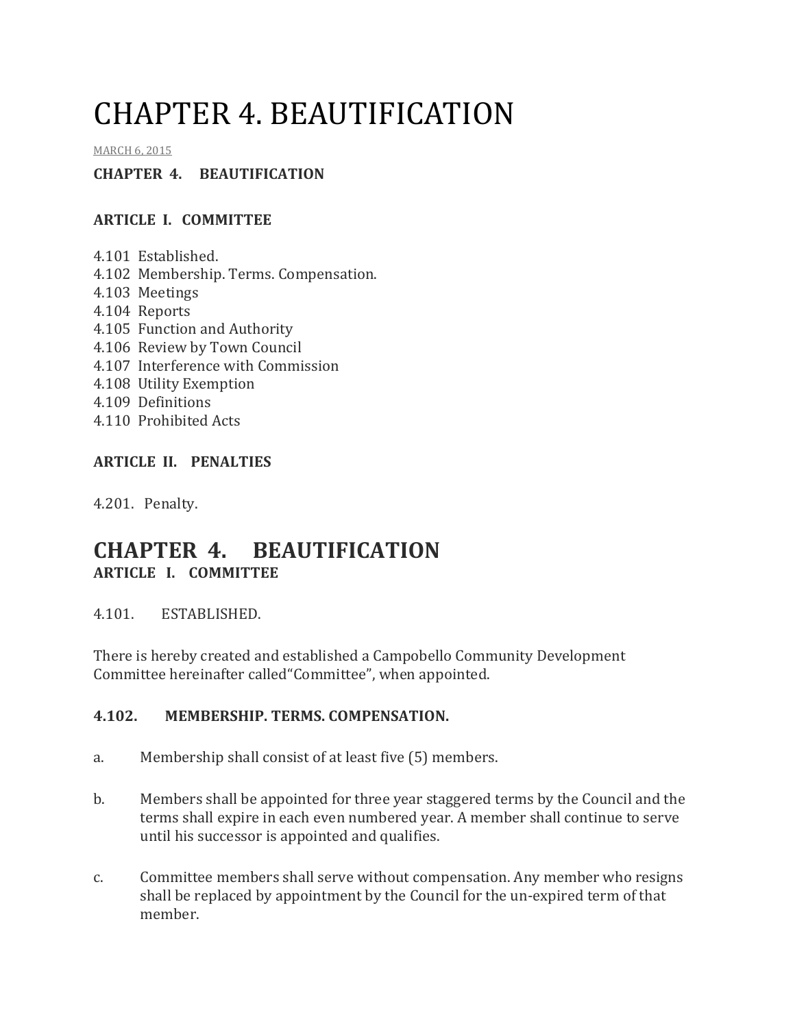# CHAPTER 4. BEAUTIFICATION

MARCH 6, 2015

**CHAPTER 4. BEAUTIFICATION**

**ARTICLE I. COMMITTEE**

4.101 Established.
4.102 Membership. Terms. Compensation.
4.103 Meetings
4.104 Reports
4.105 Function and Authority
4.106 Review by Town Council
4.107 Interference with Commission
4.108 Utility Exemption
4.109 Definitions
4.110 Prohibited Acts

**ARTICLE II. PENALTIES**

4.201. Penalty.

## CHAPTER 4. BEAUTIFICATION

**ARTICLE I. COMMITTEE**

4.101. ESTABLISHED.

There is hereby created and established a Campobello Community Development Committee hereinafter called“Committee”, when appointed.

**4.102. MEMBERSHIP. TERMS. COMPENSATION.**

a. Membership shall consist of at least five (5) members.

b. Members shall be appointed for three year staggered terms by the Council and the terms shall expire in each even numbered year. A member shall continue to serve until his successor is appointed and qualifies.

c. Committee members shall serve without compensation. Any member who resigns shall be replaced by appointment by the Council for the un-expired term of that member.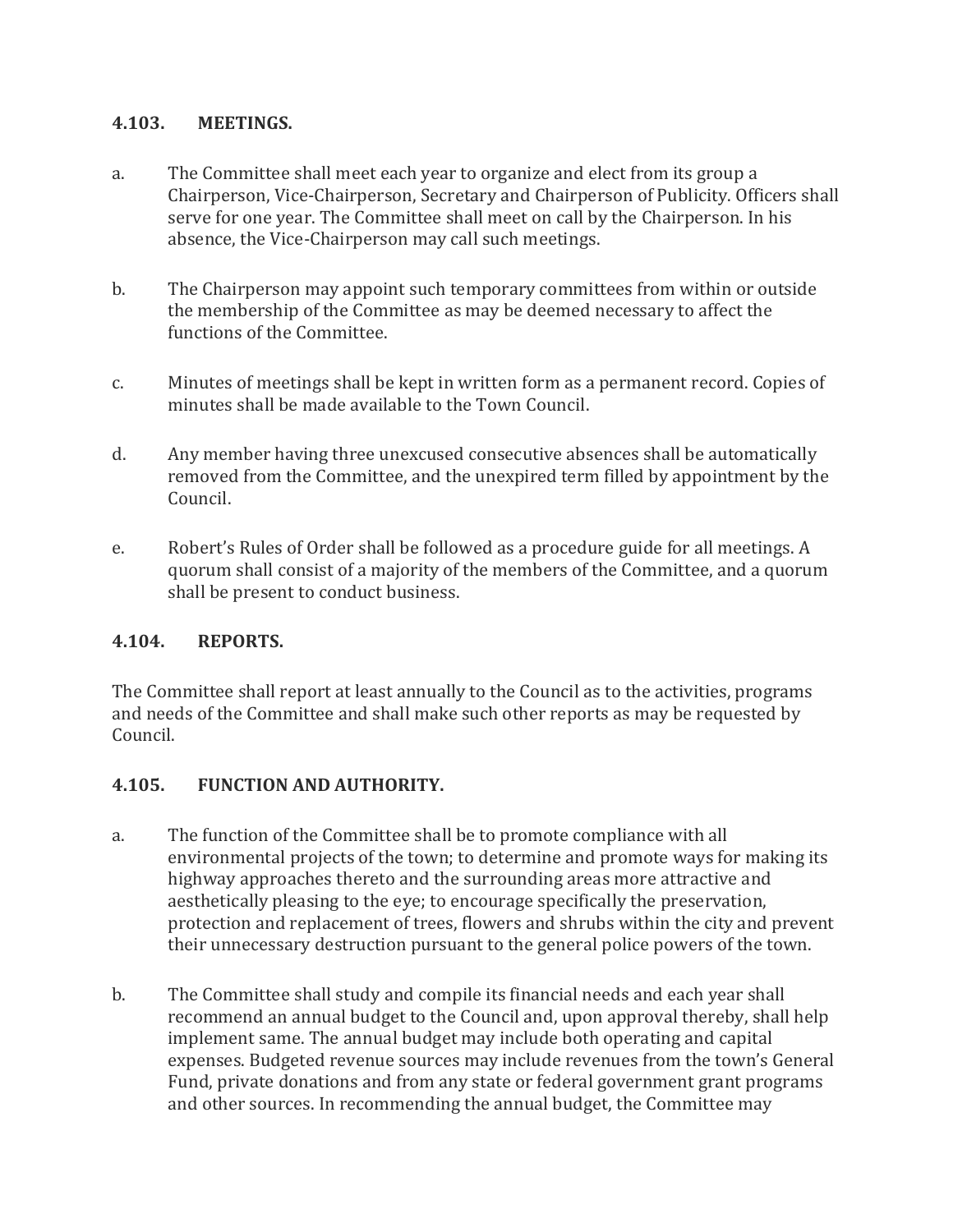### 4.103. MEETINGS.

a. The Committee shall meet each year to organize and elect from its group a Chairperson, Vice-Chairperson, Secretary and Chairperson of Publicity. Officers shall serve for one year. The Committee shall meet on call by the Chairperson. In his absence, the Vice-Chairperson may call such meetings.

b. The Chairperson may appoint such temporary committees from within or outside the membership of the Committee as may be deemed necessary to affect the functions of the Committee.

c. Minutes of meetings shall be kept in written form as a permanent record. Copies of minutes shall be made available to the Town Council.

d. Any member having three unexcused consecutive absences shall be automatically removed from the Committee, and the unexpired term filled by appointment by the Council.

e. Robert's Rules of Order shall be followed as a procedure guide for all meetings. A quorum shall consist of a majority of the members of the Committee, and a quorum shall be present to conduct business.

### 4.104. REPORTS.

The Committee shall report at least annually to the Council as to the activities, programs and needs of the Committee and shall make such other reports as may be requested by Council.

### 4.105. FUNCTION AND AUTHORITY.

a. The function of the Committee shall be to promote compliance with all environmental projects of the town; to determine and promote ways for making its highway approaches thereto and the surrounding areas more attractive and aesthetically pleasing to the eye; to encourage specifically the preservation, protection and replacement of trees, flowers and shrubs within the city and prevent their unnecessary destruction pursuant to the general police powers of the town.

b. The Committee shall study and compile its financial needs and each year shall recommend an annual budget to the Council and, upon approval thereby, shall help implement same. The annual budget may include both operating and capital expenses. Budgeted revenue sources may include revenues from the town's General Fund, private donations and from any state or federal government grant programs and other sources. In recommending the annual budget, the Committee may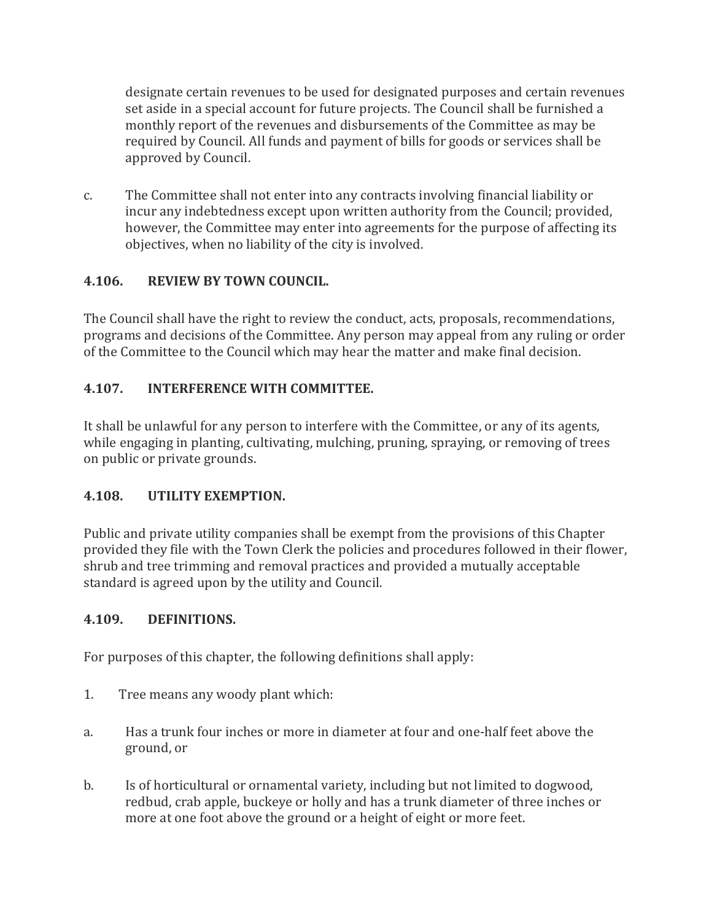designate certain revenues to be used for designated purposes and certain revenues set aside in a special account for future projects. The Council shall be furnished a monthly report of the revenues and disbursements of the Committee as may be required by Council. All funds and payment of bills for goods or services shall be approved by Council.

c. The Committee shall not enter into any contracts involving financial liability or incur any indebtedness except upon written authority from the Council; provided, however, the Committee may enter into agreements for the purpose of affecting its objectives, when no liability of the city is involved.

### 4.106. REVIEW BY TOWN COUNCIL.

The Council shall have the right to review the conduct, acts, proposals, recommendations, programs and decisions of the Committee. Any person may appeal from any ruling or order of the Committee to the Council which may hear the matter and make final decision.

### 4.107. INTERFERENCE WITH COMMITTEE.

It shall be unlawful for any person to interfere with the Committee, or any of its agents, while engaging in planting, cultivating, mulching, pruning, spraying, or removing of trees on public or private grounds.

### 4.108. UTILITY EXEMPTION.

Public and private utility companies shall be exempt from the provisions of this Chapter provided they file with the Town Clerk the policies and procedures followed in their flower, shrub and tree trimming and removal practices and provided a mutually acceptable standard is agreed upon by the utility and Council.

### 4.109. DEFINITIONS.

For purposes of this chapter, the following definitions shall apply:

1. Tree means any woody plant which:

a. Has a trunk four inches or more in diameter at four and one-half feet above the ground, or

b. Is of horticultural or ornamental variety, including but not limited to dogwood, redbud, crab apple, buckeye or holly and has a trunk diameter of three inches or more at one foot above the ground or a height of eight or more feet.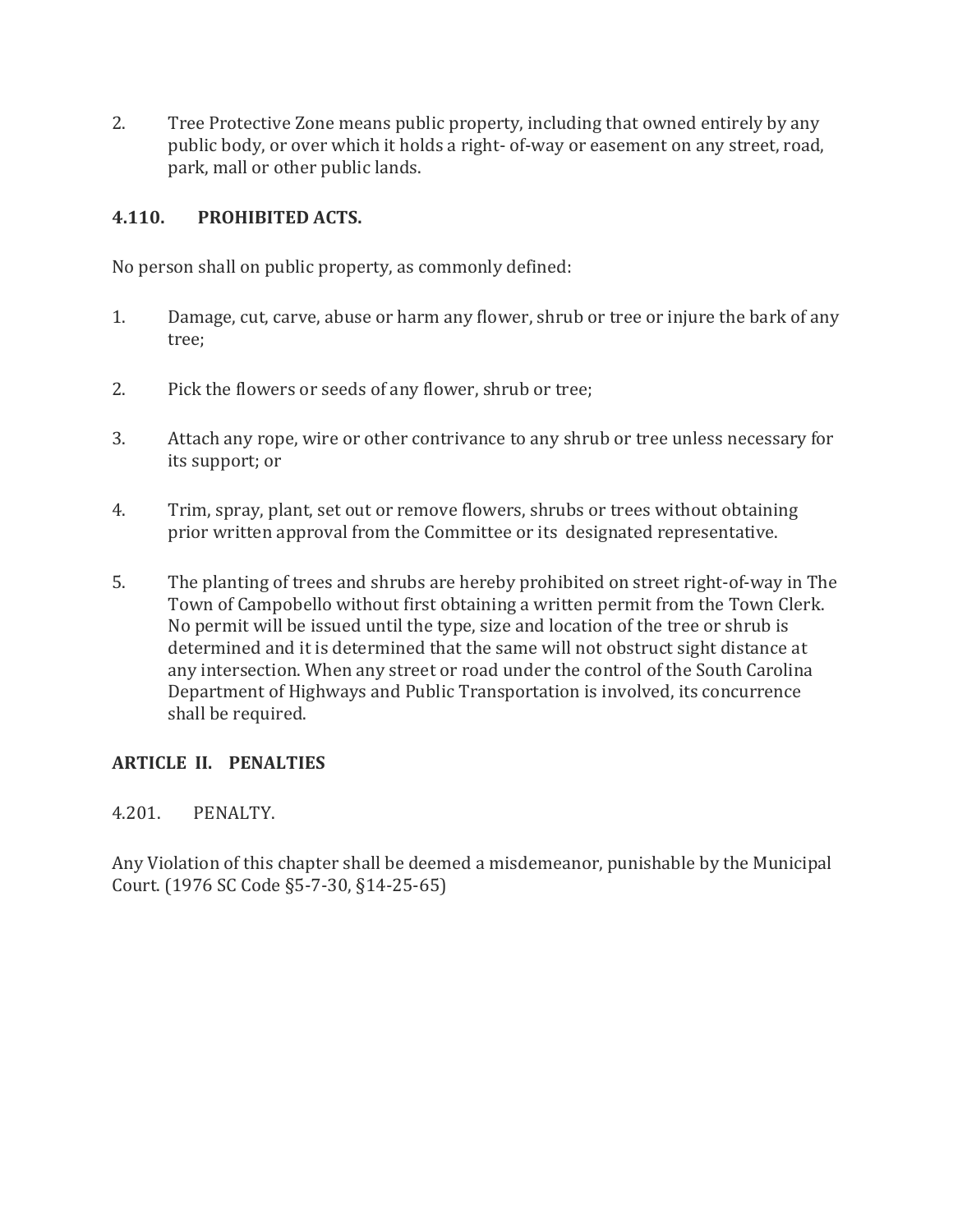2. Tree Protective Zone means public property, including that owned entirely by any public body, or over which it holds a right- of-way or easement on any street, road, park, mall or other public lands.

### 4.110. PROHIBITED ACTS.

No person shall on public property, as commonly defined:

1. Damage, cut, carve, abuse or harm any flower, shrub or tree or injure the bark of any tree;

2. Pick the flowers or seeds of any flower, shrub or tree;

3. Attach any rope, wire or other contrivance to any shrub or tree unless necessary for its support; or

4. Trim, spray, plant, set out or remove flowers, shrubs or trees without obtaining prior written approval from the Committee or its designated representative.

5. The planting of trees and shrubs are hereby prohibited on street right-of-way in The Town of Campobello without first obtaining a written permit from the Town Clerk. No permit will be issued until the type, size and location of the tree or shrub is determined and it is determined that the same will not obstruct sight distance at any intersection. When any street or road under the control of the South Carolina Department of Highways and Public Transportation is involved, its concurrence shall be required.

## ARTICLE II. PENALTIES

4.201. PENALTY.

Any Violation of this chapter shall be deemed a misdemeanor, punishable by the Municipal Court. (1976 SC Code §5-7-30, §14-25-65)